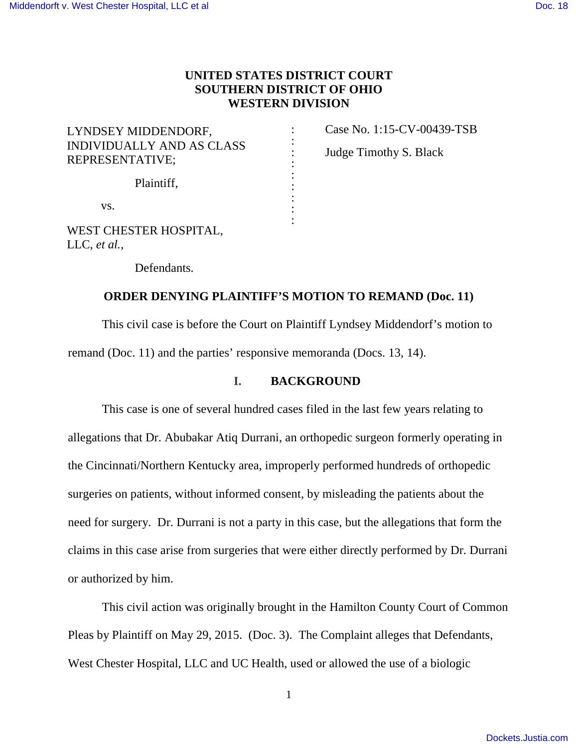**UNITED STATES DISTRICT COURT**
**SOUTHERN DISTRICT OF OHIO**
**WESTERN DIVISION**

LYNDSEY MIDDENDORF, INDIVIDUALLY AND AS CLASS REPRESENTATIVE;

Plaintiff,

vs.

WEST CHESTER HOSPITAL, LLC, *et al.*,

Defendants.

Case No. 1:15-CV-00439-TSB

Judge Timothy S. Black

**ORDER DENYING PLAINTIFF'S MOTION TO REMAND (Doc. 11)**

This civil case is before the Court on Plaintiff Lyndsey Middendorf's motion to remand (Doc. 11) and the parties' responsive memoranda (Docs. 13, 14).

## I. BACKGROUND

This case is one of several hundred cases filed in the last few years relating to allegations that Dr. Abubakar Atiq Durrani, an orthopedic surgeon formerly operating in the Cincinnati/Northern Kentucky area, improperly performed hundreds of orthopedic surgeries on patients, without informed consent, by misleading the patients about the need for surgery. Dr. Durrani is not a party in this case, but the allegations that form the claims in this case arise from surgeries that were either directly performed by Dr. Durrani or authorized by him.

This civil action was originally brought in the Hamilton County Court of Common Pleas by Plaintiff on May 29, 2015. (Doc. 3). The Complaint alleges that Defendants, West Chester Hospital, LLC and UC Health, used or allowed the use of a biologic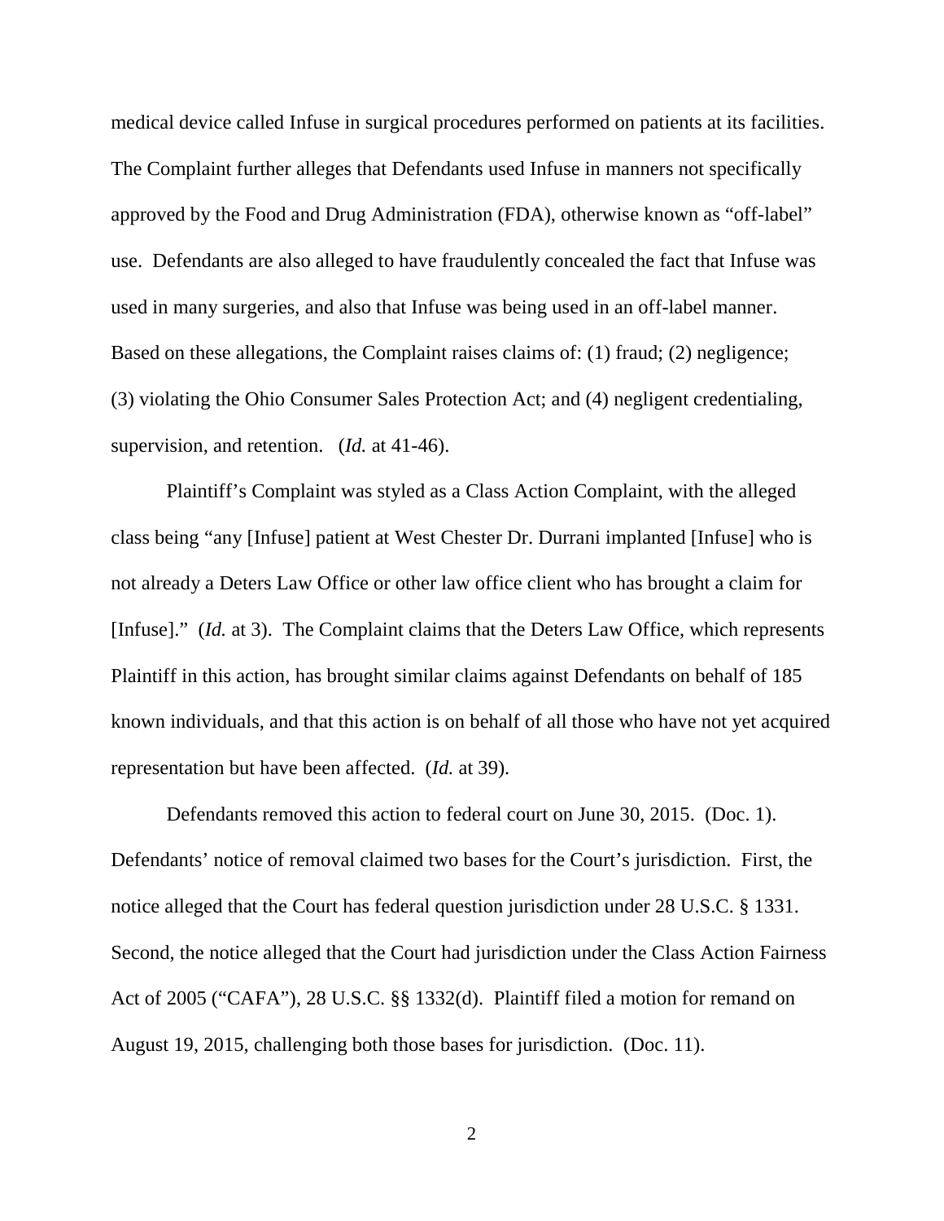medical device called Infuse in surgical procedures performed on patients at its facilities. The Complaint further alleges that Defendants used Infuse in manners not specifically approved by the Food and Drug Administration (FDA), otherwise known as "off-label" use. Defendants are also alleged to have fraudulently concealed the fact that Infuse was used in many surgeries, and also that Infuse was being used in an off-label manner. Based on these allegations, the Complaint raises claims of: (1) fraud; (2) negligence; (3) violating the Ohio Consumer Sales Protection Act; and (4) negligent credentialing, supervision, and retention. (*Id.* at 41-46).

Plaintiff's Complaint was styled as a Class Action Complaint, with the alleged class being "any [Infuse] patient at West Chester Dr. Durrani implanted [Infuse] who is not already a Deters Law Office or other law office client who has brought a claim for [Infuse]." (*Id.* at 3). The Complaint claims that the Deters Law Office, which represents Plaintiff in this action, has brought similar claims against Defendants on behalf of 185 known individuals, and that this action is on behalf of all those who have not yet acquired representation but have been affected. (*Id.* at 39).

Defendants removed this action to federal court on June 30, 2015. (Doc. 1). Defendants' notice of removal claimed two bases for the Court's jurisdiction. First, the notice alleged that the Court has federal question jurisdiction under 28 U.S.C. § 1331. Second, the notice alleged that the Court had jurisdiction under the Class Action Fairness Act of 2005 ("CAFA"), 28 U.S.C. §§ 1332(d). Plaintiff filed a motion for remand on August 19, 2015, challenging both those bases for jurisdiction. (Doc. 11).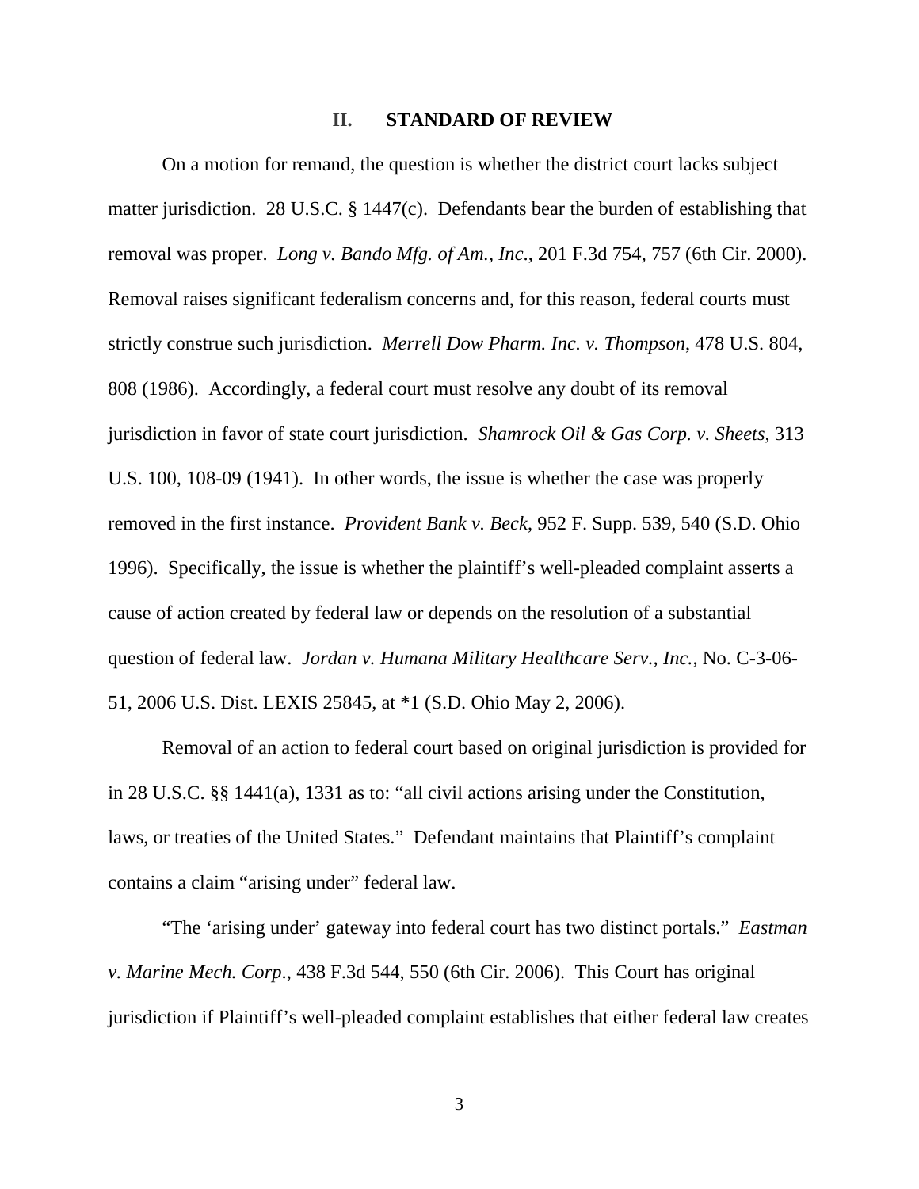## II. STANDARD OF REVIEW

On a motion for remand, the question is whether the district court lacks subject matter jurisdiction. 28 U.S.C. § 1447(c). Defendants bear the burden of establishing that removal was proper. *Long v. Bando Mfg. of Am., Inc*., 201 F.3d 754, 757 (6th Cir. 2000). Removal raises significant federalism concerns and, for this reason, federal courts must strictly construe such jurisdiction. *Merrell Dow Pharm. Inc. v. Thompson*, 478 U.S. 804, 808 (1986). Accordingly, a federal court must resolve any doubt of its removal jurisdiction in favor of state court jurisdiction. *Shamrock Oil & Gas Corp. v. Sheets*, 313 U.S. 100, 108-09 (1941). In other words, the issue is whether the case was properly removed in the first instance. *Provident Bank v. Beck*, 952 F. Supp. 539, 540 (S.D. Ohio 1996). Specifically, the issue is whether the plaintiff's well-pleaded complaint asserts a cause of action created by federal law or depends on the resolution of a substantial question of federal law. *Jordan v. Humana Military Healthcare Serv., Inc.*, No. C-3-06-51, 2006 U.S. Dist. LEXIS 25845, at *1 (S.D. Ohio May 2, 2006).

Removal of an action to federal court based on original jurisdiction is provided for in 28 U.S.C. §§ 1441(a), 1331 as to: "all civil actions arising under the Constitution, laws, or treaties of the United States." Defendant maintains that Plaintiff's complaint contains a claim "arising under" federal law.

"The 'arising under' gateway into federal court has two distinct portals." *Eastman v. Marine Mech. Corp*., 438 F.3d 544, 550 (6th Cir. 2006). This Court has original jurisdiction if Plaintiff's well-pleaded complaint establishes that either federal law creates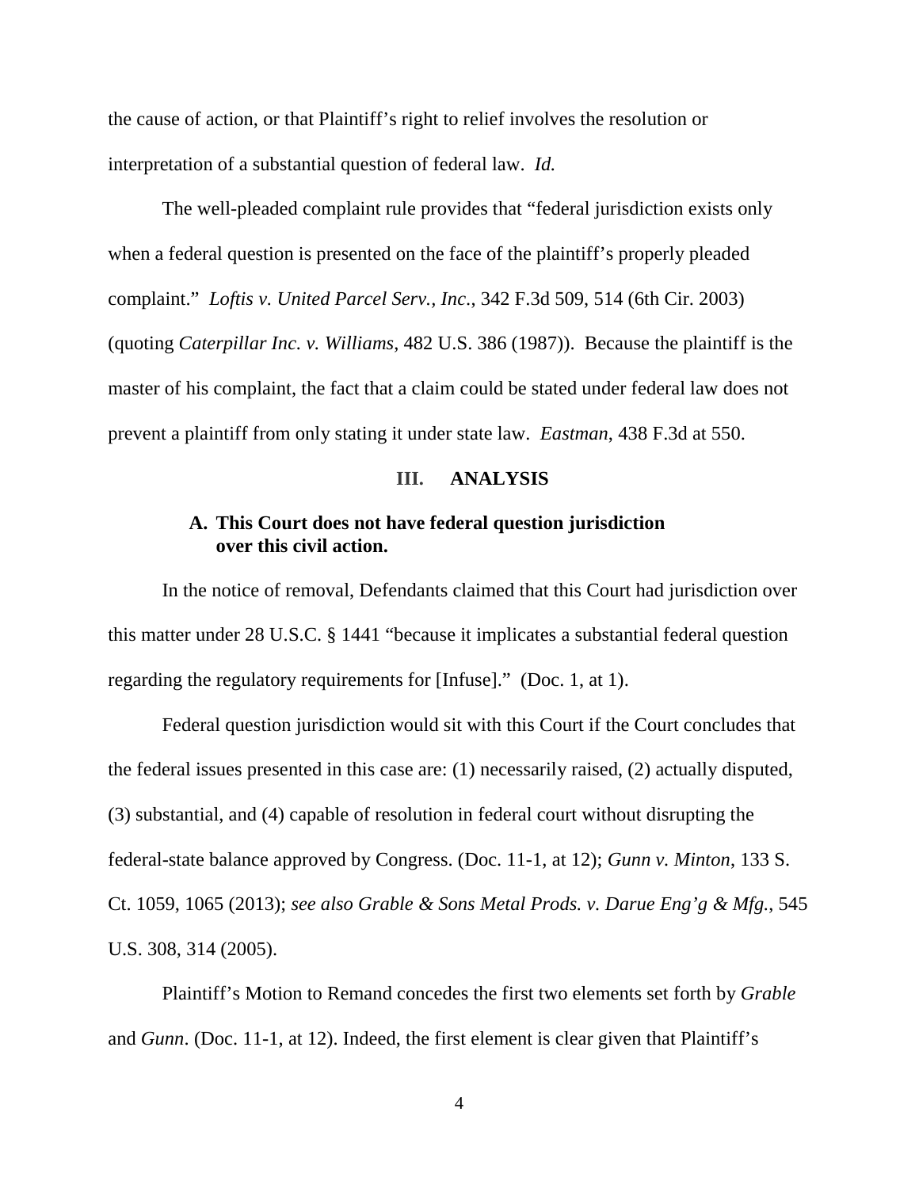the cause of action, or that Plaintiff's right to relief involves the resolution or interpretation of a substantial question of federal law. *Id.*

The well-pleaded complaint rule provides that "federal jurisdiction exists only when a federal question is presented on the face of the plaintiff's properly pleaded complaint." *Loftis v. United Parcel Serv., Inc.*, 342 F.3d 509, 514 (6th Cir. 2003) (quoting *Caterpillar Inc. v. Williams*, 482 U.S. 386 (1987)). Because the plaintiff is the master of his complaint, the fact that a claim could be stated under federal law does not prevent a plaintiff from only stating it under state law. *Eastman*, 438 F.3d at 550.

## III. ANALYSIS

### A. This Court does not have federal question jurisdiction over this civil action.

In the notice of removal, Defendants claimed that this Court had jurisdiction over this matter under 28 U.S.C. § 1441 "because it implicates a substantial federal question regarding the regulatory requirements for [Infuse]." (Doc. 1, at 1).

Federal question jurisdiction would sit with this Court if the Court concludes that the federal issues presented in this case are: (1) necessarily raised, (2) actually disputed, (3) substantial, and (4) capable of resolution in federal court without disrupting the federal-state balance approved by Congress. (Doc. 11-1, at 12); *Gunn v. Minton*, 133 S. Ct. 1059, 1065 (2013); *see also Grable & Sons Metal Prods. v. Darue Eng'g & Mfg.*, 545 U.S. 308, 314 (2005).

Plaintiff's Motion to Remand concedes the first two elements set forth by *Grable* and *Gunn*. (Doc. 11-1, at 12). Indeed, the first element is clear given that Plaintiff's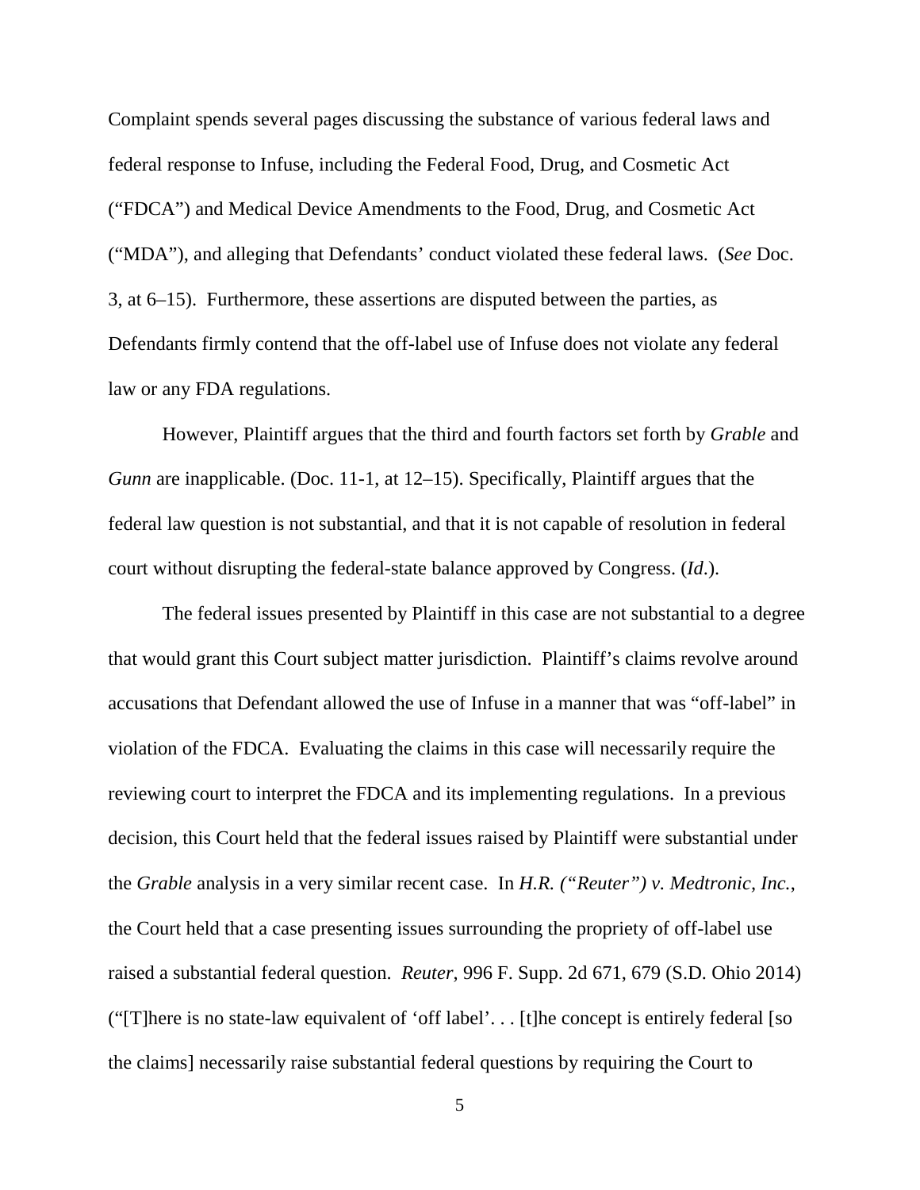Complaint spends several pages discussing the substance of various federal laws and federal response to Infuse, including the Federal Food, Drug, and Cosmetic Act ("FDCA") and Medical Device Amendments to the Food, Drug, and Cosmetic Act ("MDA"), and alleging that Defendants' conduct violated these federal laws. (*See* Doc. 3, at 6–15). Furthermore, these assertions are disputed between the parties, as Defendants firmly contend that the off-label use of Infuse does not violate any federal law or any FDA regulations.

However, Plaintiff argues that the third and fourth factors set forth by *Grable* and *Gunn* are inapplicable. (Doc. 11-1, at 12–15). Specifically, Plaintiff argues that the federal law question is not substantial, and that it is not capable of resolution in federal court without disrupting the federal-state balance approved by Congress. (*Id*.).

The federal issues presented by Plaintiff in this case are not substantial to a degree that would grant this Court subject matter jurisdiction. Plaintiff's claims revolve around accusations that Defendant allowed the use of Infuse in a manner that was "off-label" in violation of the FDCA. Evaluating the claims in this case will necessarily require the reviewing court to interpret the FDCA and its implementing regulations. In a previous decision, this Court held that the federal issues raised by Plaintiff were substantial under the *Grable* analysis in a very similar recent case. In *H.R. ("Reuter") v. Medtronic, Inc.*, the Court held that a case presenting issues surrounding the propriety of off-label use raised a substantial federal question. *Reuter*, 996 F. Supp. 2d 671, 679 (S.D. Ohio 2014) ("[T]here is no state-law equivalent of 'off label'. . . [t]he concept is entirely federal [so the claims] necessarily raise substantial federal questions by requiring the Court to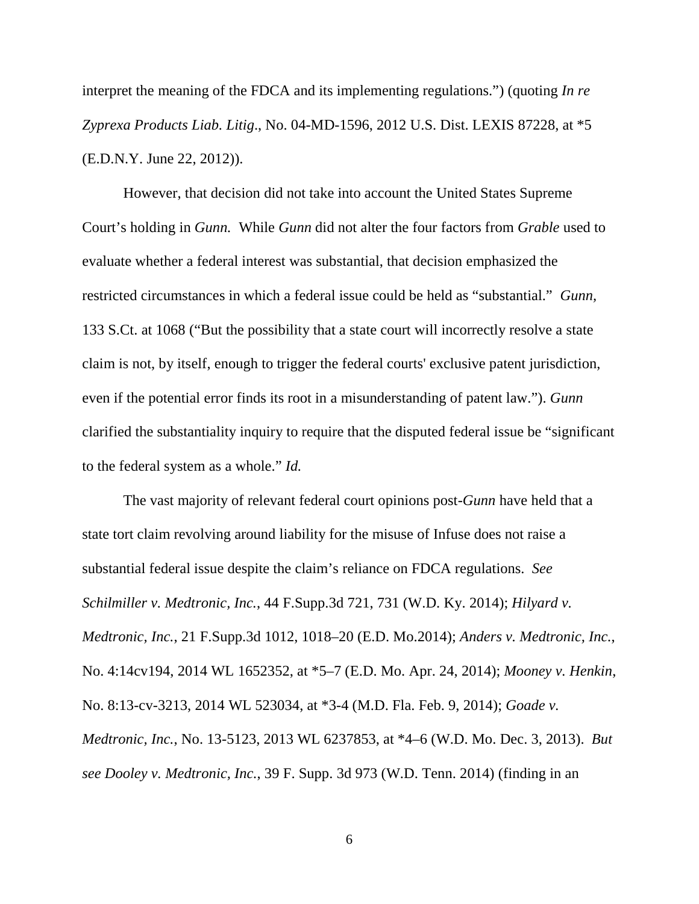interpret the meaning of the FDCA and its implementing regulations.") (quoting *In re Zyprexa Products Liab. Litig*., No. 04-MD-1596, 2012 U.S. Dist. LEXIS 87228, at *5 (E.D.N.Y. June 22, 2012)).

However, that decision did not take into account the United States Supreme Court's holding in *Gunn.* While *Gunn* did not alter the four factors from *Grable* used to evaluate whether a federal interest was substantial, that decision emphasized the restricted circumstances in which a federal issue could be held as "substantial." *Gunn*, 133 S.Ct. at 1068 ("But the possibility that a state court will incorrectly resolve a state claim is not, by itself, enough to trigger the federal courts' exclusive patent jurisdiction, even if the potential error finds its root in a misunderstanding of patent law."). *Gunn* clarified the substantiality inquiry to require that the disputed federal issue be "significant to the federal system as a whole." *Id.*

The vast majority of relevant federal court opinions post-*Gunn* have held that a state tort claim revolving around liability for the misuse of Infuse does not raise a substantial federal issue despite the claim's reliance on FDCA regulations. *See Schilmiller v. Medtronic, Inc.*, 44 F.Supp.3d 721, 731 (W.D. Ky. 2014); *Hilyard v. Medtronic, Inc.*, 21 F.Supp.3d 1012, 1018–20 (E.D. Mo.2014); *Anders v. Medtronic, Inc.*, No. 4:14cv194, 2014 WL 1652352, at *5–7 (E.D. Mo. Apr. 24, 2014); *Mooney v. Henkin*, No. 8:13-cv-3213, 2014 WL 523034, at *3-4 (M.D. Fla. Feb. 9, 2014); *Goade v. Medtronic, Inc.*, No. 13-5123, 2013 WL 6237853, at *4–6 (W.D. Mo. Dec. 3, 2013). *But see Dooley v. Medtronic, Inc.*, 39 F. Supp. 3d 973 (W.D. Tenn. 2014) (finding in an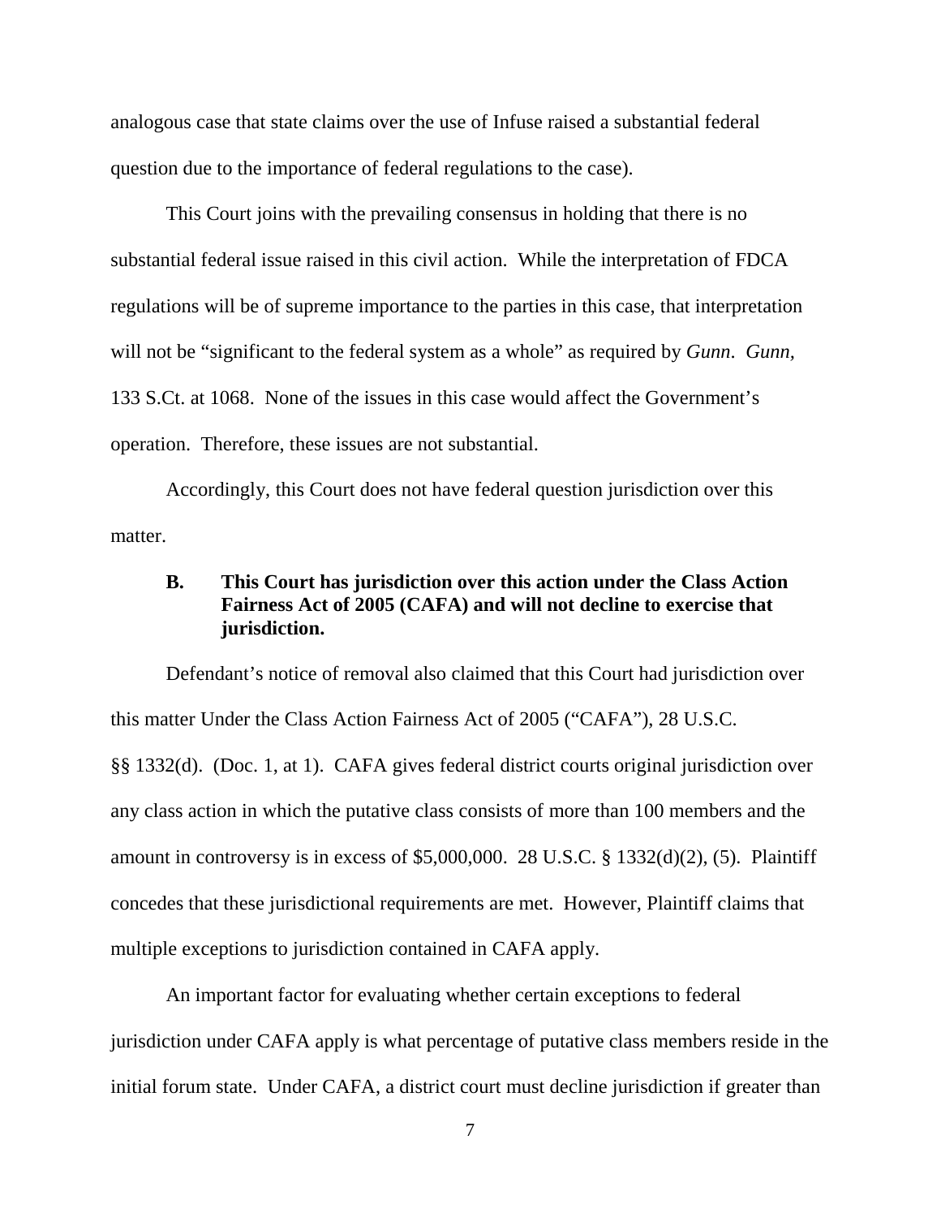analogous case that state claims over the use of Infuse raised a substantial federal question due to the importance of federal regulations to the case).

This Court joins with the prevailing consensus in holding that there is no substantial federal issue raised in this civil action. While the interpretation of FDCA regulations will be of supreme importance to the parties in this case, that interpretation will not be "significant to the federal system as a whole" as required by *Gunn*. *Gunn*, 133 S.Ct. at 1068. None of the issues in this case would affect the Government's operation. Therefore, these issues are not substantial.

Accordingly, this Court does not have federal question jurisdiction over this matter.

### B. This Court has jurisdiction over this action under the Class Action Fairness Act of 2005 (CAFA) and will not decline to exercise that jurisdiction.

Defendant's notice of removal also claimed that this Court had jurisdiction over this matter Under the Class Action Fairness Act of 2005 ("CAFA"), 28 U.S.C. §§ 1332(d). (Doc. 1, at 1). CAFA gives federal district courts original jurisdiction over any class action in which the putative class consists of more than 100 members and the amount in controversy is in excess of $5,000,000. 28 U.S.C. § 1332(d)(2), (5). Plaintiff concedes that these jurisdictional requirements are met. However, Plaintiff claims that multiple exceptions to jurisdiction contained in CAFA apply.

An important factor for evaluating whether certain exceptions to federal jurisdiction under CAFA apply is what percentage of putative class members reside in the initial forum state. Under CAFA, a district court must decline jurisdiction if greater than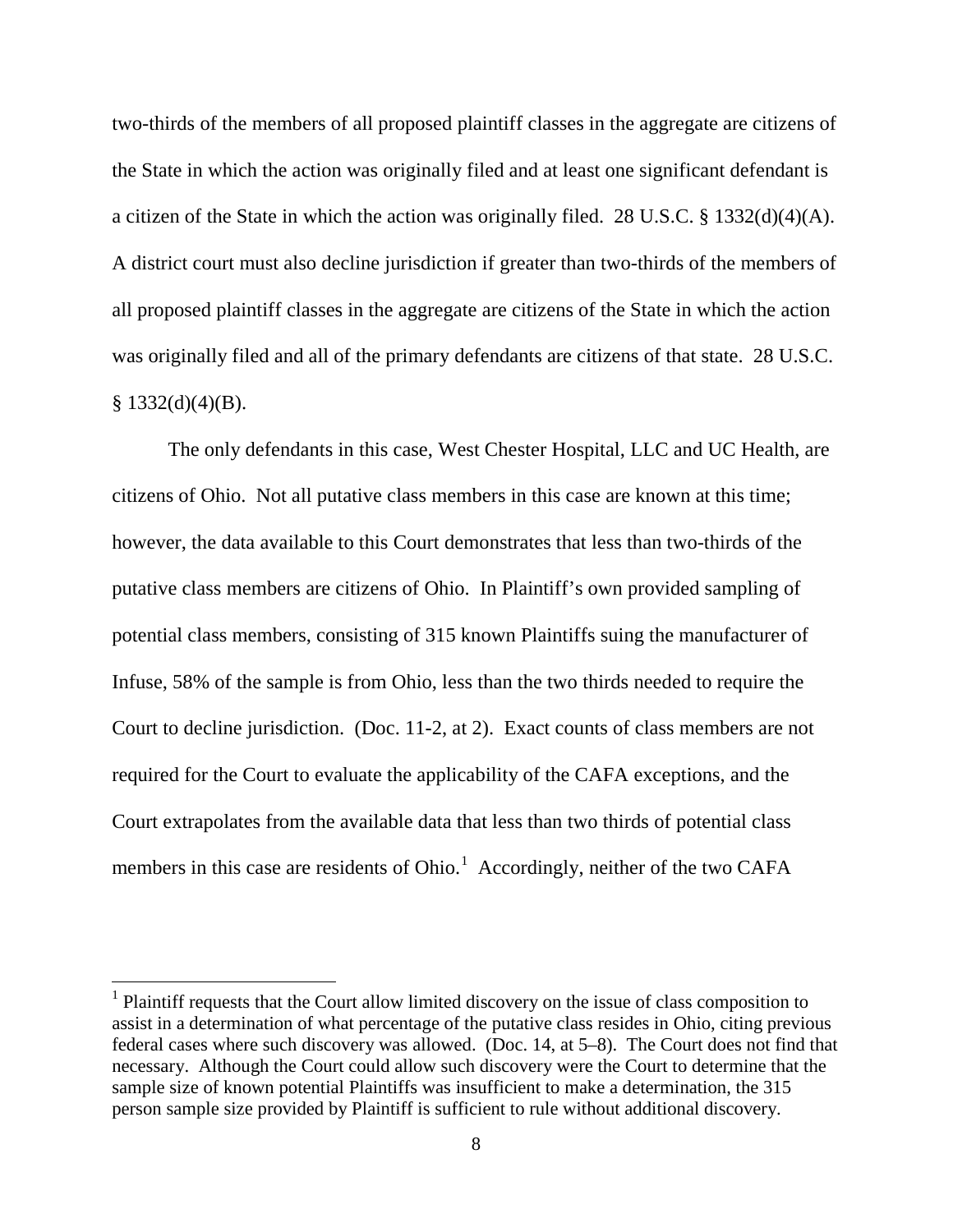two-thirds of the members of all proposed plaintiff classes in the aggregate are citizens of the State in which the action was originally filed and at least one significant defendant is a citizen of the State in which the action was originally filed. 28 U.S.C. § 1332(d)(4)(A). A district court must also decline jurisdiction if greater than two-thirds of the members of all proposed plaintiff classes in the aggregate are citizens of the State in which the action was originally filed and all of the primary defendants are citizens of that state. 28 U.S.C. § 1332(d)(4)(B).

The only defendants in this case, West Chester Hospital, LLC and UC Health, are citizens of Ohio. Not all putative class members in this case are known at this time; however, the data available to this Court demonstrates that less than two-thirds of the putative class members are citizens of Ohio. In Plaintiff's own provided sampling of potential class members, consisting of 315 known Plaintiffs suing the manufacturer of Infuse, 58% of the sample is from Ohio, less than the two thirds needed to require the Court to decline jurisdiction. (Doc. 11-2, at 2). Exact counts of class members are not required for the Court to evaluate the applicability of the CAFA exceptions, and the Court extrapolates from the available data that less than two thirds of potential class members in this case are residents of Ohio.[1] Accordingly, neither of the two CAFA

---

[1] Plaintiff requests that the Court allow limited discovery on the issue of class composition to assist in a determination of what percentage of the putative class resides in Ohio, citing previous federal cases where such discovery was allowed. (Doc. 14, at 5–8). The Court does not find that necessary. Although the Court could allow such discovery were the Court to determine that the sample size of known potential Plaintiffs was insufficient to make a determination, the 315 person sample size provided by Plaintiff is sufficient to rule without additional discovery.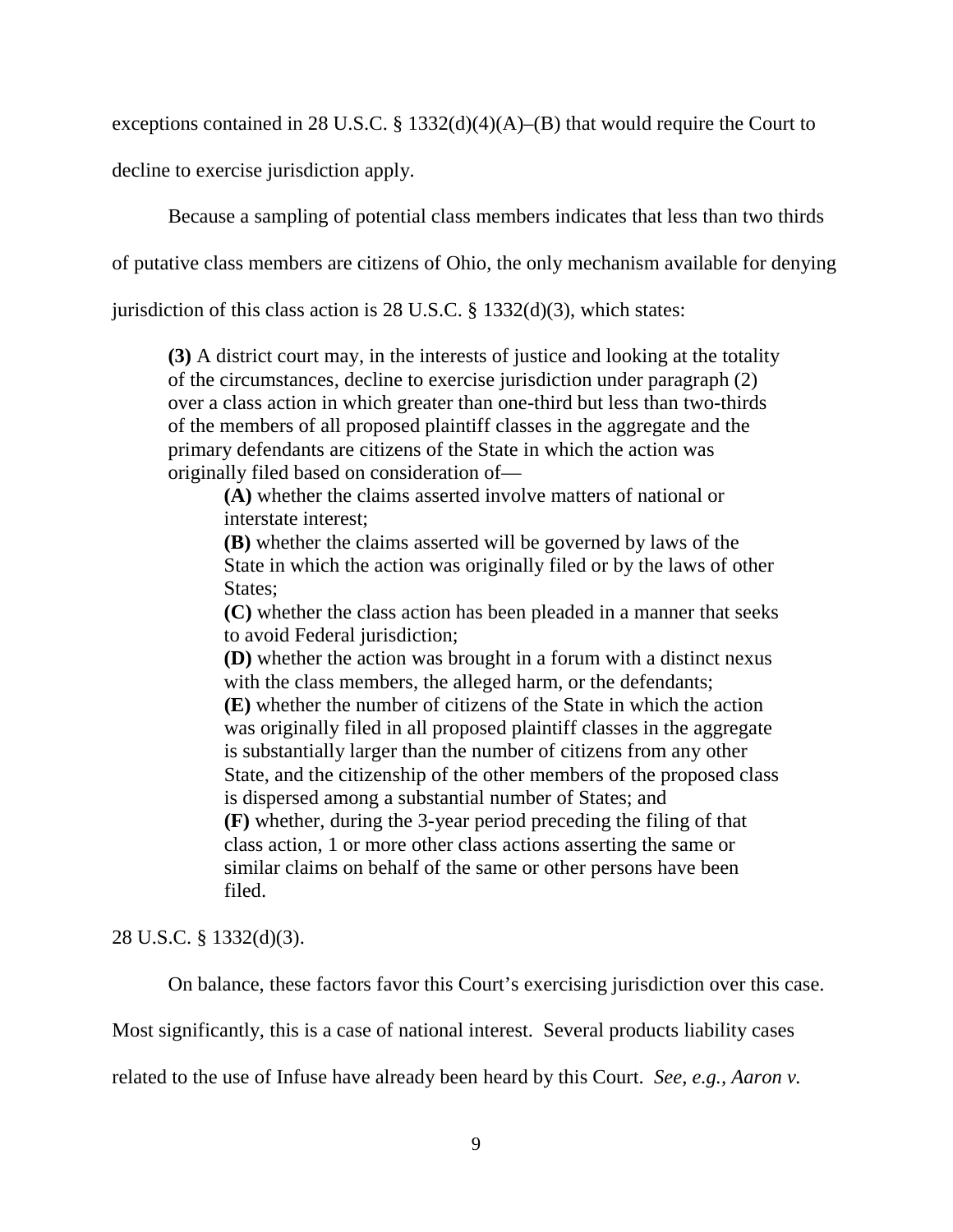exceptions contained in 28 U.S.C. § 1332(d)(4)(A)–(B) that would require the Court to decline to exercise jurisdiction apply.

Because a sampling of potential class members indicates that less than two thirds of putative class members are citizens of Ohio, the only mechanism available for denying jurisdiction of this class action is 28 U.S.C. § 1332(d)(3), which states:

> **(3)** A district court may, in the interests of justice and looking at the totality of the circumstances, decline to exercise jurisdiction under paragraph (2) over a class action in which greater than one-third but less than two-thirds of the members of all proposed plaintiff classes in the aggregate and the primary defendants are citizens of the State in which the action was originally filed based on consideration of—
>
> > **(A)** whether the claims asserted involve matters of national or interstate interest;
> >
> > **(B)** whether the claims asserted will be governed by laws of the State in which the action was originally filed or by the laws of other States;
> >
> > **(C)** whether the class action has been pleaded in a manner that seeks to avoid Federal jurisdiction;
> >
> > **(D)** whether the action was brought in a forum with a distinct nexus with the class members, the alleged harm, or the defendants;
> >
> > **(E)** whether the number of citizens of the State in which the action was originally filed in all proposed plaintiff classes in the aggregate is substantially larger than the number of citizens from any other State, and the citizenship of the other members of the proposed class is dispersed among a substantial number of States; and
> >
> > **(F)** whether, during the 3-year period preceding the filing of that class action, 1 or more other class actions asserting the same or similar claims on behalf of the same or other persons have been filed.

28 U.S.C. § 1332(d)(3).

On balance, these factors favor this Court's exercising jurisdiction over this case. Most significantly, this is a case of national interest. Several products liability cases related to the use of Infuse have already been heard by this Court. *See, e.g.*, *Aaron v.*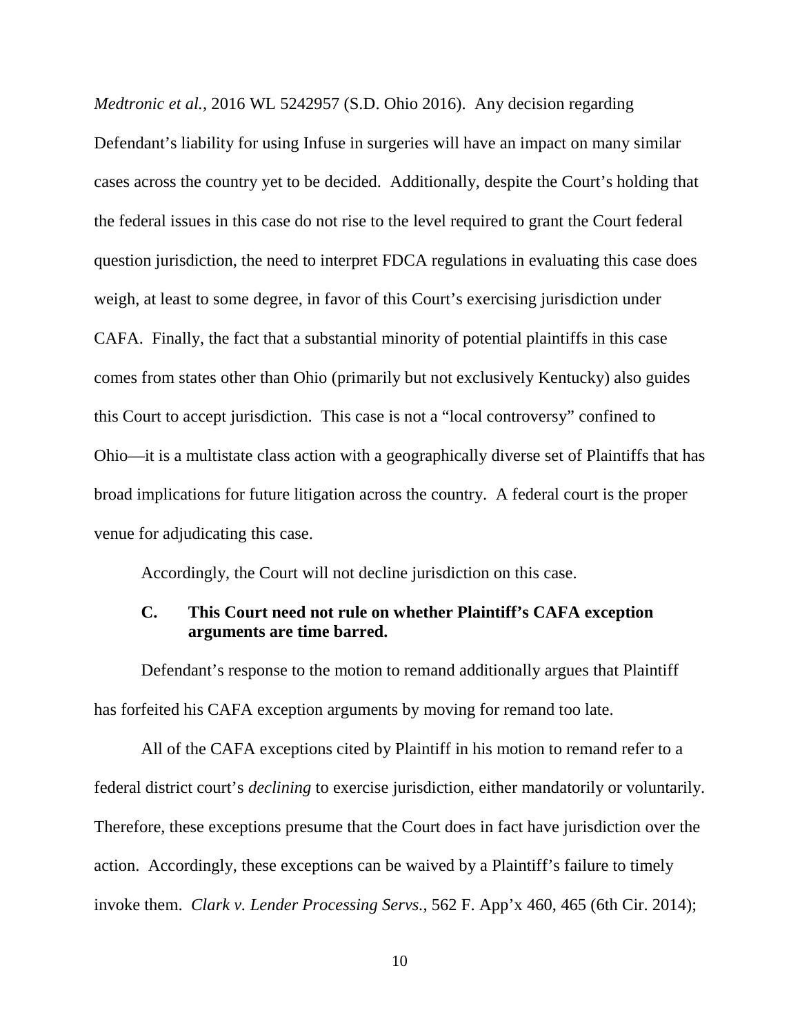*Medtronic et al.*, 2016 WL 5242957 (S.D. Ohio 2016). Any decision regarding Defendant's liability for using Infuse in surgeries will have an impact on many similar cases across the country yet to be decided. Additionally, despite the Court's holding that the federal issues in this case do not rise to the level required to grant the Court federal question jurisdiction, the need to interpret FDCA regulations in evaluating this case does weigh, at least to some degree, in favor of this Court's exercising jurisdiction under CAFA. Finally, the fact that a substantial minority of potential plaintiffs in this case comes from states other than Ohio (primarily but not exclusively Kentucky) also guides this Court to accept jurisdiction. This case is not a "local controversy" confined to Ohio—it is a multistate class action with a geographically diverse set of Plaintiffs that has broad implications for future litigation across the country. A federal court is the proper venue for adjudicating this case.

Accordingly, the Court will not decline jurisdiction on this case.

### C. This Court need not rule on whether Plaintiff's CAFA exception arguments are time barred.

Defendant's response to the motion to remand additionally argues that Plaintiff has forfeited his CAFA exception arguments by moving for remand too late.

All of the CAFA exceptions cited by Plaintiff in his motion to remand refer to a federal district court's *declining* to exercise jurisdiction, either mandatorily or voluntarily. Therefore, these exceptions presume that the Court does in fact have jurisdiction over the action. Accordingly, these exceptions can be waived by a Plaintiff's failure to timely invoke them. *Clark v. Lender Processing Servs.*, 562 F. App'x 460, 465 (6th Cir. 2014);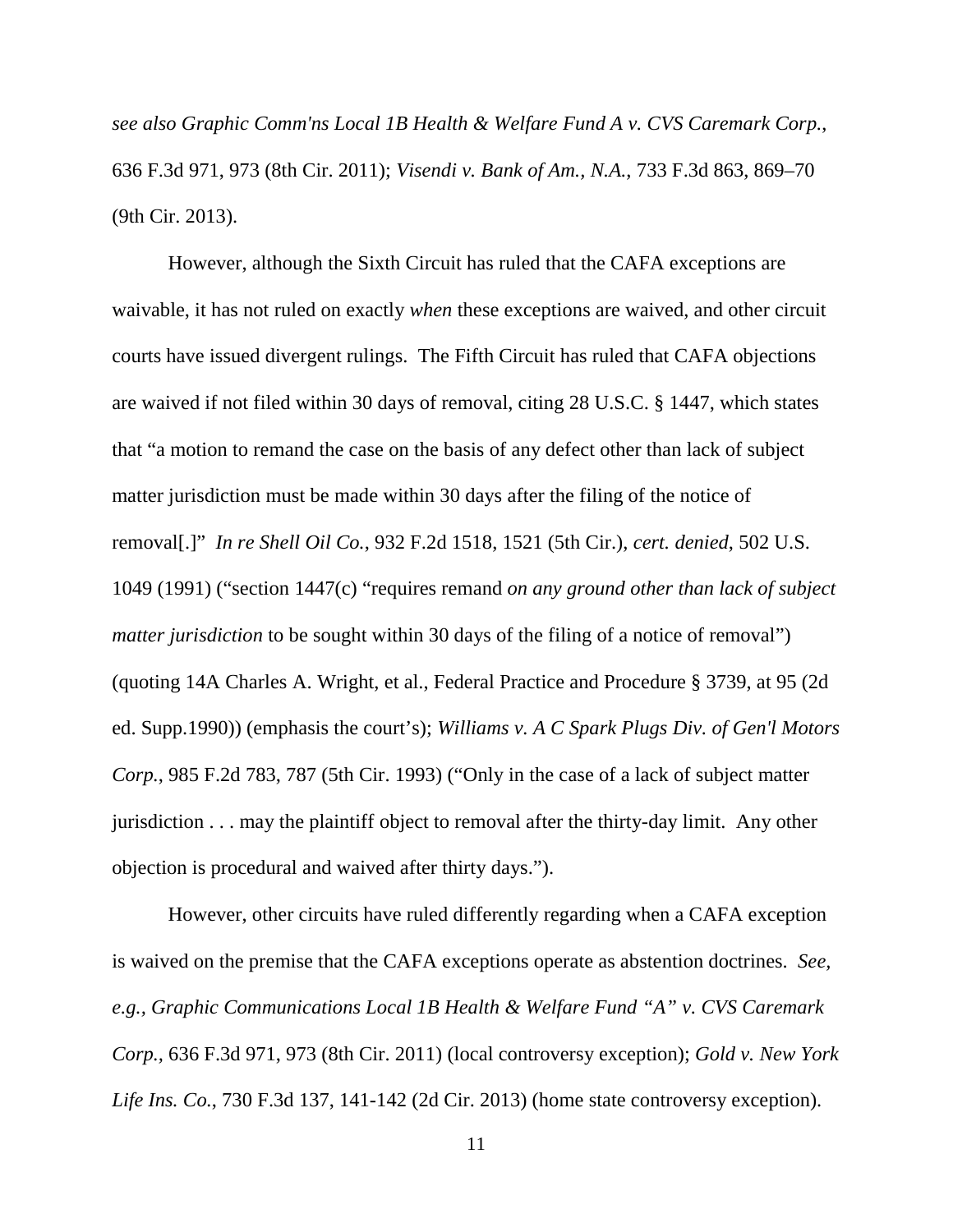*see also Graphic Comm'ns Local 1B Health & Welfare Fund A v. CVS Caremark Corp.*, 636 F.3d 971, 973 (8th Cir. 2011); *Visendi v. Bank of Am., N.A.*, 733 F.3d 863, 869–70 (9th Cir. 2013).

However, although the Sixth Circuit has ruled that the CAFA exceptions are waivable, it has not ruled on exactly *when* these exceptions are waived, and other circuit courts have issued divergent rulings. The Fifth Circuit has ruled that CAFA objections are waived if not filed within 30 days of removal, citing 28 U.S.C. § 1447, which states that "a motion to remand the case on the basis of any defect other than lack of subject matter jurisdiction must be made within 30 days after the filing of the notice of removal[.]" *In re Shell Oil Co.*, 932 F.2d 1518, 1521 (5th Cir.), *cert. denied*, 502 U.S. 1049 (1991) ("section 1447(c) "requires remand *on any ground other than lack of subject matter jurisdiction* to be sought within 30 days of the filing of a notice of removal") (quoting 14A Charles A. Wright, et al., Federal Practice and Procedure § 3739, at 95 (2d ed. Supp.1990)) (emphasis the court's); *Williams v. A C Spark Plugs Div. of Gen'l Motors Corp.*, 985 F.2d 783, 787 (5th Cir. 1993) ("Only in the case of a lack of subject matter jurisdiction . . . may the plaintiff object to removal after the thirty-day limit. Any other objection is procedural and waived after thirty days.").

However, other circuits have ruled differently regarding when a CAFA exception is waived on the premise that the CAFA exceptions operate as abstention doctrines. *See, e.g., Graphic Communications Local 1B Health & Welfare Fund "A" v. CVS Caremark Corp.*, 636 F.3d 971, 973 (8th Cir. 2011) (local controversy exception); *Gold v. New York Life Ins. Co.*, 730 F.3d 137, 141-142 (2d Cir. 2013) (home state controversy exception).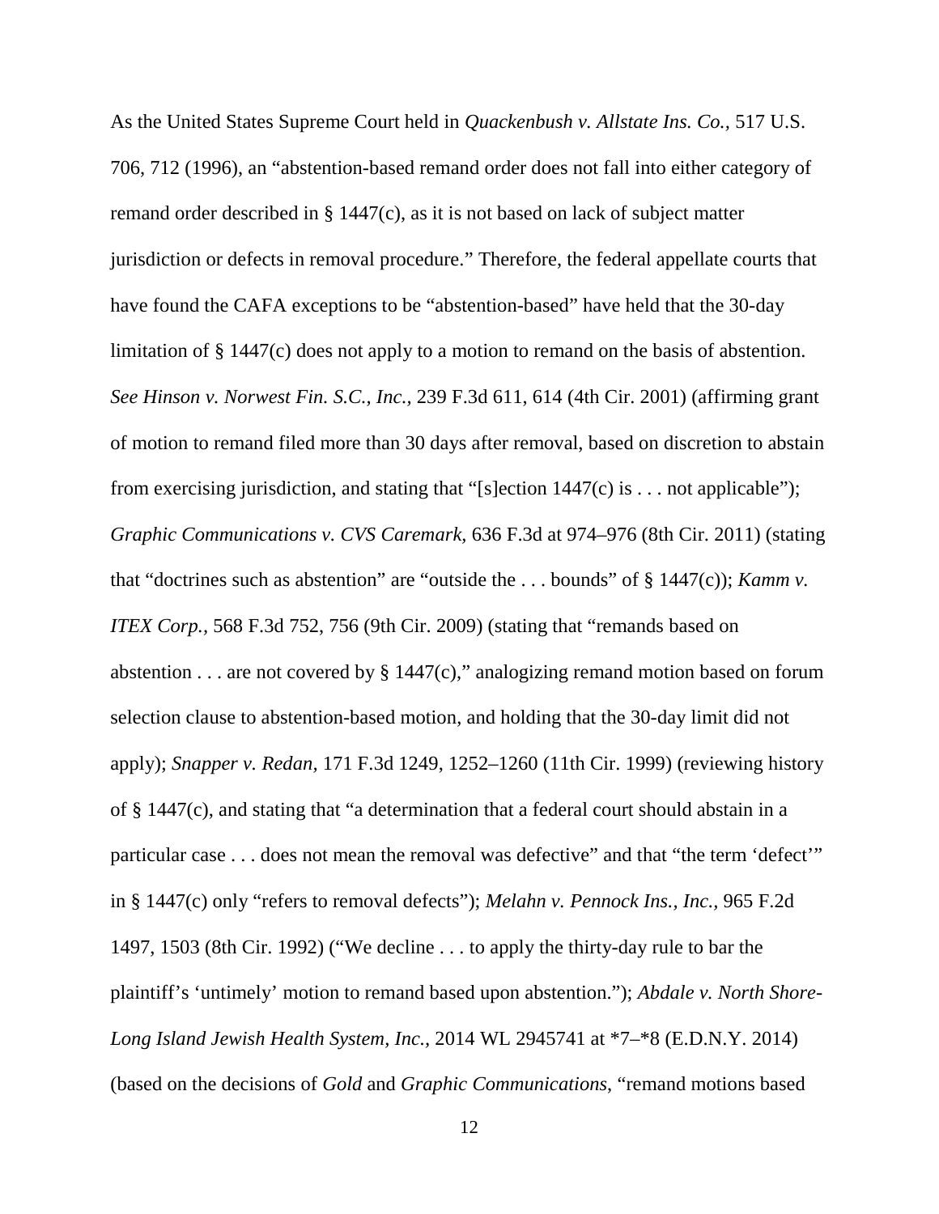As the United States Supreme Court held in *Quackenbush v. Allstate Ins. Co.*, 517 U.S. 706, 712 (1996), an "abstention-based remand order does not fall into either category of remand order described in § 1447(c), as it is not based on lack of subject matter jurisdiction or defects in removal procedure." Therefore, the federal appellate courts that have found the CAFA exceptions to be "abstention-based" have held that the 30-day limitation of § 1447(c) does not apply to a motion to remand on the basis of abstention. *See Hinson v. Norwest Fin. S.C., Inc.*, 239 F.3d 611, 614 (4th Cir. 2001) (affirming grant of motion to remand filed more than 30 days after removal, based on discretion to abstain from exercising jurisdiction, and stating that "[s]ection 1447(c) is . . . not applicable"); *Graphic Communications v. CVS Caremark*, 636 F.3d at 974–976 (8th Cir. 2011) (stating that "doctrines such as abstention" are "outside the . . . bounds" of § 1447(c)); *Kamm v. ITEX Corp.*, 568 F.3d 752, 756 (9th Cir. 2009) (stating that "remands based on abstention . . . are not covered by § 1447(c)," analogizing remand motion based on forum selection clause to abstention-based motion, and holding that the 30-day limit did not apply); *Snapper v. Redan*, 171 F.3d 1249, 1252–1260 (11th Cir. 1999) (reviewing history of § 1447(c), and stating that "a determination that a federal court should abstain in a particular case . . . does not mean the removal was defective" and that "the term 'defect'" in § 1447(c) only "refers to removal defects"); *Melahn v. Pennock Ins., Inc.*, 965 F.2d 1497, 1503 (8th Cir. 1992) ("We decline . . . to apply the thirty-day rule to bar the plaintiff's 'untimely' motion to remand based upon abstention."); *Abdale v. North Shore-Long Island Jewish Health System, Inc.*, 2014 WL 2945741 at *7–*8 (E.D.N.Y. 2014) (based on the decisions of *Gold* and *Graphic Communications*, "remand motions based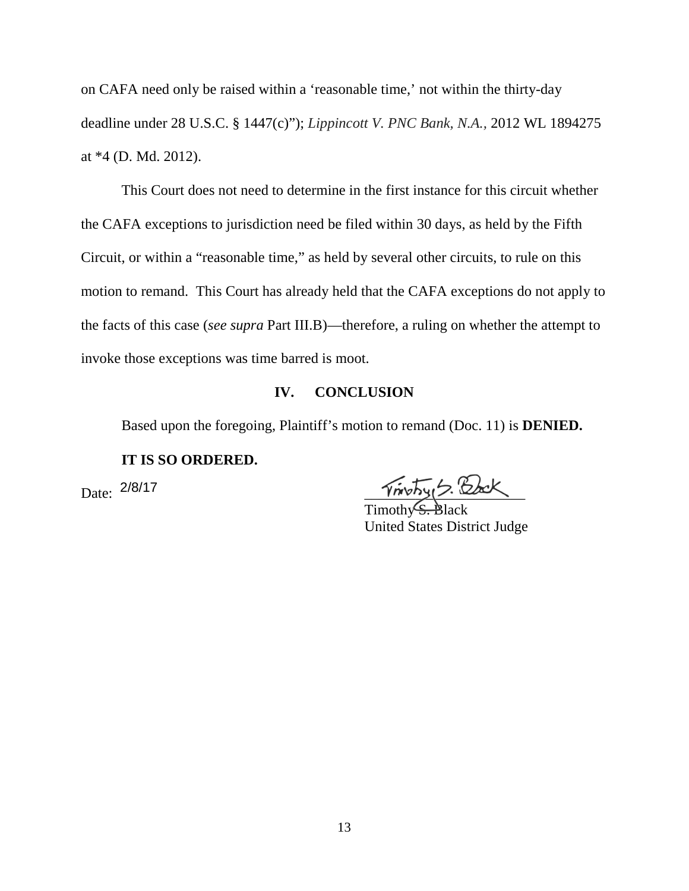on CAFA need only be raised within a 'reasonable time,' not within the thirty-day deadline under 28 U.S.C. § 1447(c)"); *Lippincott V. PNC Bank, N.A.*, 2012 WL 1894275 at *4 (D. Md. 2012).

This Court does not need to determine in the first instance for this circuit whether the CAFA exceptions to jurisdiction need be filed within 30 days, as held by the Fifth Circuit, or within a "reasonable time," as held by several other circuits, to rule on this motion to remand. This Court has already held that the CAFA exceptions do not apply to the facts of this case (*see supra* Part III.B)—therefore, a ruling on whether the attempt to invoke those exceptions was time barred is moot.

## IV. CONCLUSION

Based upon the foregoing, Plaintiff's motion to remand (Doc. 11) is **DENIED.**

**IT IS SO ORDERED.**

Date: 2/8/17

Timothy S. Black
United States District Judge